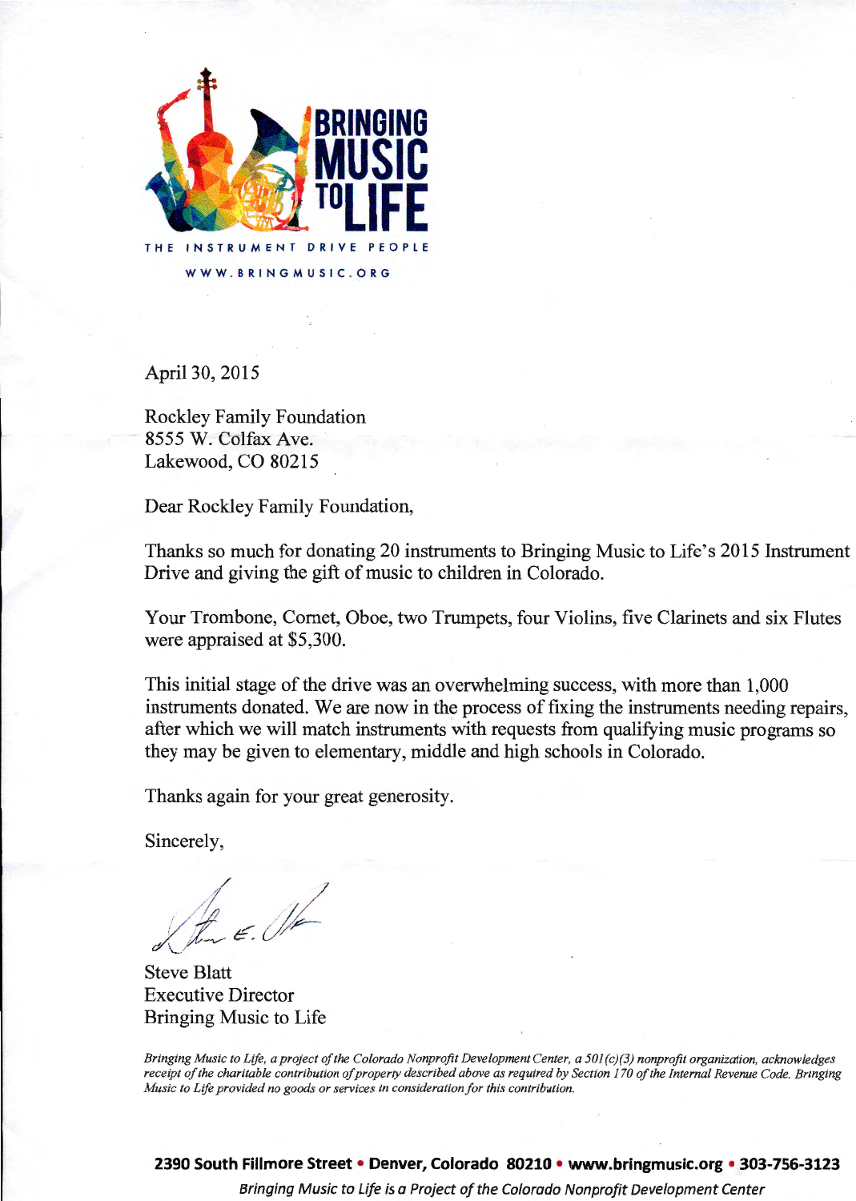**BRINGING MUSIC TO LIFE**

THE INSTRUMENT DRIVE PEOPLE

WWW.BRINGMUSIC.ORG

April 30, 2015

Rockley Family Foundation
8555 W. Colfax Ave.
Lakewood, CO 80215

Dear Rockley Family Foundation,

Thanks so much for donating 20 instruments to Bringing Music to Life's 2015 Instrument Drive and giving the gift of music to children in Colorado.

Your Trombone, Cornet, Oboe, two Trumpets, four Violins, five Clarinets and six Flutes were appraised at $5,300.

This initial stage of the drive was an overwhelming success, with more than 1,000 instruments donated. We are now in the process of fixing the instruments needing repairs, after which we will match instruments with requests from qualifying music programs so they may be given to elementary, middle and high schools in Colorado.

Thanks again for your great generosity.

Sincerely,

Steve Blatt
Executive Director
Bringing Music to Life

*Bringing Music to Life, a project of the Colorado Nonprofit Development Center, a 501(c)(3) nonprofit organization, acknowledges receipt of the charitable contribution of property described above as required by Section 170 of the Internal Revenue Code. Bringing Music to Life provided no goods or services in consideration for this contribution.*

**2390 South Fillmore Street • Denver, Colorado 80210 • www.bringmusic.org • 303-756-3123**

*Bringing Music to Life is a Project of the Colorado Nonprofit Development Center*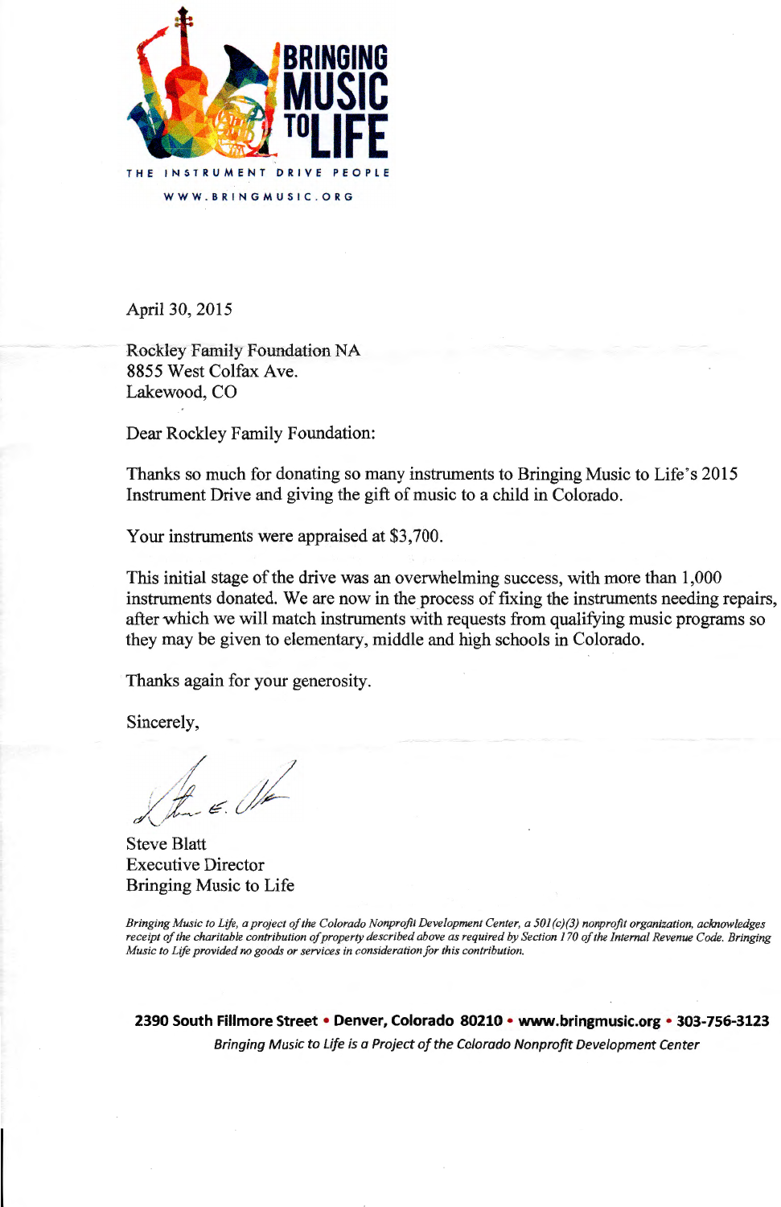BRINGING MUSIC TO LIFE

THE INSTRUMENT DRIVE PEOPLE

WWW.BRINGMUSIC.ORG

April 30, 2015

Rockley Family Foundation NA
8855 West Colfax Ave.
Lakewood, CO

Dear Rockley Family Foundation:

Thanks so much for donating so many instruments to Bringing Music to Life's 2015 Instrument Drive and giving the gift of music to a child in Colorado.

Your instruments were appraised at $3,700.

This initial stage of the drive was an overwhelming success, with more than 1,000 instruments donated. We are now in the process of fixing the instruments needing repairs, after which we will match instruments with requests from qualifying music programs so they may be given to elementary, middle and high schools in Colorado.

Thanks again for your generosity.

Sincerely,

Steve Blatt
Executive Director
Bringing Music to Life

*Bringing Music to Life, a project of the Colorado Nonprofit Development Center, a 501(c)(3) nonprofit organization, acknowledges receipt of the charitable contribution of property described above as required by Section 170 of the Internal Revenue Code. Bringing Music to Life provided no goods or services in consideration for this contribution.*

**2390 South Fillmore Street • Denver, Colorado 80210 • www.bringmusic.org • 303-756-3123**

*Bringing Music to Life is a Project of the Colorado Nonprofit Development Center*